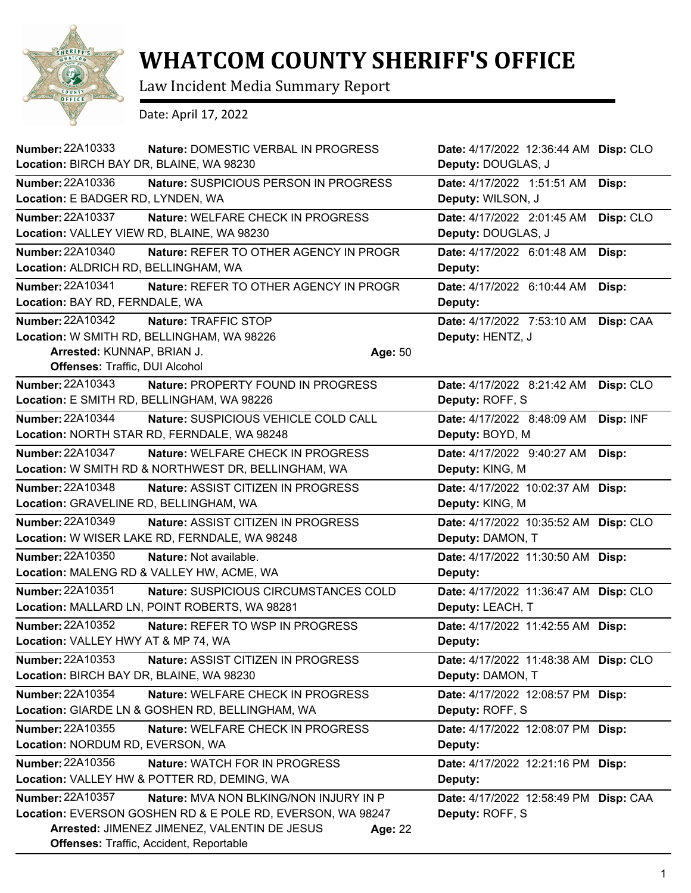# WHATCOM COUNTY SHERIFF'S OFFICE

Law Incident Media Summary Report

Date: April 17, 2022

---

**Number:** 22A10333 **Nature:** DOMESTIC VERBAL IN PROGRESS **Date:** 4/17/2022 12:36:44 AM **Disp:** CLO
**Location:** BIRCH BAY DR, BLAINE, WA 98230 **Deputy:** DOUGLAS, J

---

**Number:** 22A10336 **Nature:** SUSPICIOUS PERSON IN PROGRESS **Date:** 4/17/2022 1:51:51 AM **Disp:**
**Location:** E BADGER RD, LYNDEN, WA **Deputy:** WILSON, J

---

**Number:** 22A10337 **Nature:** WELFARE CHECK IN PROGRESS **Date:** 4/17/2022 2:01:45 AM **Disp:** CLO
**Location:** VALLEY VIEW RD, BLAINE, WA 98230 **Deputy:** DOUGLAS, J

---

**Number:** 22A10340 **Nature:** REFER TO OTHER AGENCY IN PROGR **Date:** 4/17/2022 6:01:48 AM **Disp:**
**Location:** ALDRICH RD, BELLINGHAM, WA **Deputy:**

---

**Number:** 22A10341 **Nature:** REFER TO OTHER AGENCY IN PROGR **Date:** 4/17/2022 6:10:44 AM **Disp:**
**Location:** BAY RD, FERNDALE, WA **Deputy:**

---

**Number:** 22A10342 **Nature:** TRAFFIC STOP **Date:** 4/17/2022 7:53:10 AM **Disp:** CAA
**Location:** W SMITH RD, BELLINGHAM, WA 98226 **Deputy:** HENTZ, J
**Arrested:** KUNNAP, BRIAN J. **Age:** 50
**Offenses:** Traffic, DUI Alcohol

---

**Number:** 22A10343 **Nature:** PROPERTY FOUND IN PROGRESS **Date:** 4/17/2022 8:21:42 AM **Disp:** CLO
**Location:** E SMITH RD, BELLINGHAM, WA 98226 **Deputy:** ROFF, S

---

**Number:** 22A10344 **Nature:** SUSPICIOUS VEHICLE COLD CALL **Date:** 4/17/2022 8:48:09 AM **Disp:** INF
**Location:** NORTH STAR RD, FERNDALE, WA 98248 **Deputy:** BOYD, M

---

**Number:** 22A10347 **Nature:** WELFARE CHECK IN PROGRESS **Date:** 4/17/2022 9:40:27 AM **Disp:**
**Location:** W SMITH RD & NORTHWEST DR, BELLINGHAM, WA **Deputy:** KING, M

---

**Number:** 22A10348 **Nature:** ASSIST CITIZEN IN PROGRESS **Date:** 4/17/2022 10:02:37 AM **Disp:**
**Location:** GRAVELINE RD, BELLINGHAM, WA **Deputy:** KING, M

---

**Number:** 22A10349 **Nature:** ASSIST CITIZEN IN PROGRESS **Date:** 4/17/2022 10:35:52 AM **Disp:** CLO
**Location:** W WISER LAKE RD, FERNDALE, WA 98248 **Deputy:** DAMON, T

---

**Number:** 22A10350 **Nature:** Not available. **Date:** 4/17/2022 11:30:50 AM **Disp:**
**Location:** MALENG RD & VALLEY HW, ACME, WA **Deputy:**

---

**Number:** 22A10351 **Nature:** SUSPICIOUS CIRCUMSTANCES COLD **Date:** 4/17/2022 11:36:47 AM **Disp:** CLO
**Location:** MALLARD LN, POINT ROBERTS, WA 98281 **Deputy:** LEACH, T

---

**Number:** 22A10352 **Nature:** REFER TO WSP IN PROGRESS **Date:** 4/17/2022 11:42:55 AM **Disp:**
**Location:** VALLEY HWY AT & MP 74, WA **Deputy:**

---

**Number:** 22A10353 **Nature:** ASSIST CITIZEN IN PROGRESS **Date:** 4/17/2022 11:48:38 AM **Disp:** CLO
**Location:** BIRCH BAY DR, BLAINE, WA 98230 **Deputy:** DAMON, T

---

**Number:** 22A10354 **Nature:** WELFARE CHECK IN PROGRESS **Date:** 4/17/2022 12:08:57 PM **Disp:**
**Location:** GIARDE LN & GOSHEN RD, BELLINGHAM, WA **Deputy:** ROFF, S

---

**Number:** 22A10355 **Nature:** WELFARE CHECK IN PROGRESS **Date:** 4/17/2022 12:08:07 PM **Disp:**
**Location:** NORDUM RD, EVERSON, WA **Deputy:**

---

**Number:** 22A10356 **Nature:** WATCH FOR IN PROGRESS **Date:** 4/17/2022 12:21:16 PM **Disp:**
**Location:** VALLEY HW & POTTER RD, DEMING, WA **Deputy:**

---

**Number:** 22A10357 **Nature:** MVA NON BLKING/NON INJURY IN P **Date:** 4/17/2022 12:58:49 PM **Disp:** CAA
**Location:** EVERSON GOSHEN RD & E POLE RD, EVERSON, WA 98247 **Deputy:** ROFF, S
**Arrested:** JIMENEZ JIMENEZ, VALENTIN DE JESUS **Age:** 22
**Offenses:** Traffic, Accident, Reportable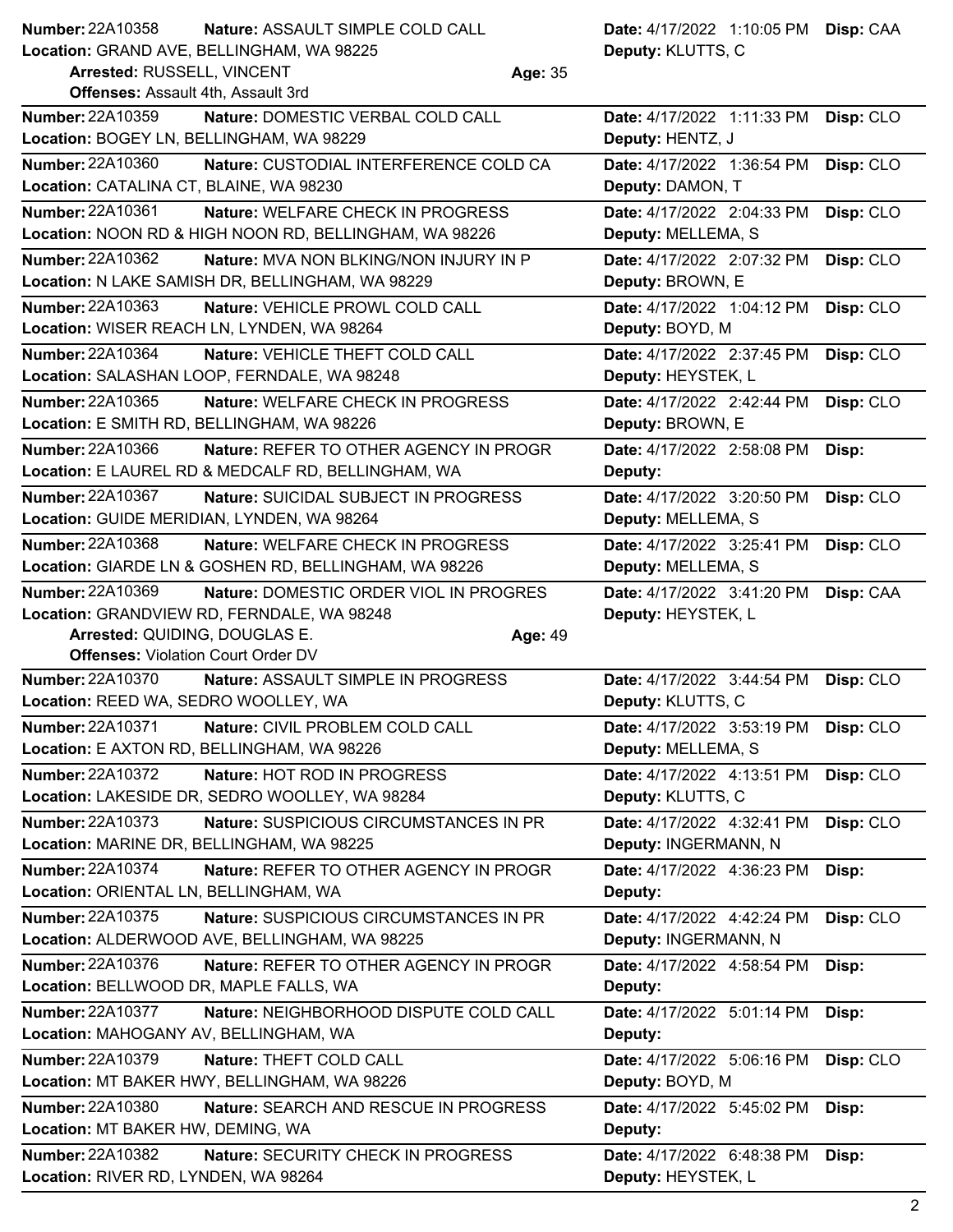**Number:** 22A10358 **Nature:** ASSAULT SIMPLE COLD CALL **Date:** 4/17/2022 1:10:05 PM **Disp:** CAA
**Location:** GRAND AVE, BELLINGHAM, WA 98225 **Deputy:** KLUTTS, C
**Arrested:** RUSSELL, VINCENT **Age:** 35
**Offenses:** Assault 4th, Assault 3rd

---

**Number:** 22A10359 **Nature:** DOMESTIC VERBAL COLD CALL **Date:** 4/17/2022 1:11:33 PM **Disp:** CLO
**Location:** BOGEY LN, BELLINGHAM, WA 98229 **Deputy:** HENTZ, J

---

**Number:** 22A10360 **Nature:** CUSTODIAL INTERFERENCE COLD CA **Date:** 4/17/2022 1:36:54 PM **Disp:** CLO
**Location:** CATALINA CT, BLAINE, WA 98230 **Deputy:** DAMON, T

---

**Number:** 22A10361 **Nature:** WELFARE CHECK IN PROGRESS **Date:** 4/17/2022 2:04:33 PM **Disp:** CLO
**Location:** NOON RD & HIGH NOON RD, BELLINGHAM, WA 98226 **Deputy:** MELLEMA, S

---

**Number:** 22A10362 **Nature:** MVA NON BLKING/NON INJURY IN P **Date:** 4/17/2022 2:07:32 PM **Disp:** CLO
**Location:** N LAKE SAMISH DR, BELLINGHAM, WA 98229 **Deputy:** BROWN, E

---

**Number:** 22A10363 **Nature:** VEHICLE PROWL COLD CALL **Date:** 4/17/2022 1:04:12 PM **Disp:** CLO
**Location:** WISER REACH LN, LYNDEN, WA 98264 **Deputy:** BOYD, M

---

**Number:** 22A10364 **Nature:** VEHICLE THEFT COLD CALL **Date:** 4/17/2022 2:37:45 PM **Disp:** CLO
**Location:** SALASHAN LOOP, FERNDALE, WA 98248 **Deputy:** HEYSTEK, L

---

**Number:** 22A10365 **Nature:** WELFARE CHECK IN PROGRESS **Date:** 4/17/2022 2:42:44 PM **Disp:** CLO
**Location:** E SMITH RD, BELLINGHAM, WA 98226 **Deputy:** BROWN, E

---

**Number:** 22A10366 **Nature:** REFER TO OTHER AGENCY IN PROGR **Date:** 4/17/2022 2:58:08 PM **Disp:**
**Location:** E LAUREL RD & MEDCALF RD, BELLINGHAM, WA **Deputy:**

---

**Number:** 22A10367 **Nature:** SUICIDAL SUBJECT IN PROGRESS **Date:** 4/17/2022 3:20:50 PM **Disp:** CLO
**Location:** GUIDE MERIDIAN, LYNDEN, WA 98264 **Deputy:** MELLEMA, S

---

**Number:** 22A10368 **Nature:** WELFARE CHECK IN PROGRESS **Date:** 4/17/2022 3:25:41 PM **Disp:** CLO
**Location:** GIARDE LN & GOSHEN RD, BELLINGHAM, WA 98226 **Deputy:** MELLEMA, S

---

**Number:** 22A10369 **Nature:** DOMESTIC ORDER VIOL IN PROGRES **Date:** 4/17/2022 3:41:20 PM **Disp:** CAA
**Location:** GRANDVIEW RD, FERNDALE, WA 98248 **Deputy:** HEYSTEK, L
**Arrested:** QUIDING, DOUGLAS E. **Age:** 49
**Offenses:** Violation Court Order DV

---

**Number:** 22A10370 **Nature:** ASSAULT SIMPLE IN PROGRESS **Date:** 4/17/2022 3:44:54 PM **Disp:** CLO
**Location:** REED WA, SEDRO WOOLLEY, WA **Deputy:** KLUTTS, C

---

**Number:** 22A10371 **Nature:** CIVIL PROBLEM COLD CALL **Date:** 4/17/2022 3:53:19 PM **Disp:** CLO
**Location:** E AXTON RD, BELLINGHAM, WA 98226 **Deputy:** MELLEMA, S

---

**Number:** 22A10372 **Nature:** HOT ROD IN PROGRESS **Date:** 4/17/2022 4:13:51 PM **Disp:** CLO
**Location:** LAKESIDE DR, SEDRO WOOLLEY, WA 98284 **Deputy:** KLUTTS, C

---

**Number:** 22A10373 **Nature:** SUSPICIOUS CIRCUMSTANCES IN PR **Date:** 4/17/2022 4:32:41 PM **Disp:** CLO
**Location:** MARINE DR, BELLINGHAM, WA 98225 **Deputy:** INGERMANN, N

---

**Number:** 22A10374 **Nature:** REFER TO OTHER AGENCY IN PROGR **Date:** 4/17/2022 4:36:23 PM **Disp:**
**Location:** ORIENTAL LN, BELLINGHAM, WA **Deputy:**

---

**Number:** 22A10375 **Nature:** SUSPICIOUS CIRCUMSTANCES IN PR **Date:** 4/17/2022 4:42:24 PM **Disp:** CLO
**Location:** ALDERWOOD AVE, BELLINGHAM, WA 98225 **Deputy:** INGERMANN, N

---

**Number:** 22A10376 **Nature:** REFER TO OTHER AGENCY IN PROGR **Date:** 4/17/2022 4:58:54 PM **Disp:**
**Location:** BELLWOOD DR, MAPLE FALLS, WA **Deputy:**

---

**Number:** 22A10377 **Nature:** NEIGHBORHOOD DISPUTE COLD CALL **Date:** 4/17/2022 5:01:14 PM **Disp:**
**Location:** MAHOGANY AV, BELLINGHAM, WA **Deputy:**

---

**Number:** 22A10379 **Nature:** THEFT COLD CALL **Date:** 4/17/2022 5:06:16 PM **Disp:** CLO
**Location:** MT BAKER HWY, BELLINGHAM, WA 98226 **Deputy:** BOYD, M

---

**Number:** 22A10380 **Nature:** SEARCH AND RESCUE IN PROGRESS **Date:** 4/17/2022 5:45:02 PM **Disp:**
**Location:** MT BAKER HW, DEMING, WA **Deputy:**

---

**Number:** 22A10382 **Nature:** SECURITY CHECK IN PROGRESS **Date:** 4/17/2022 6:48:38 PM **Disp:**
**Location:** RIVER RD, LYNDEN, WA 98264 **Deputy:** HEYSTEK, L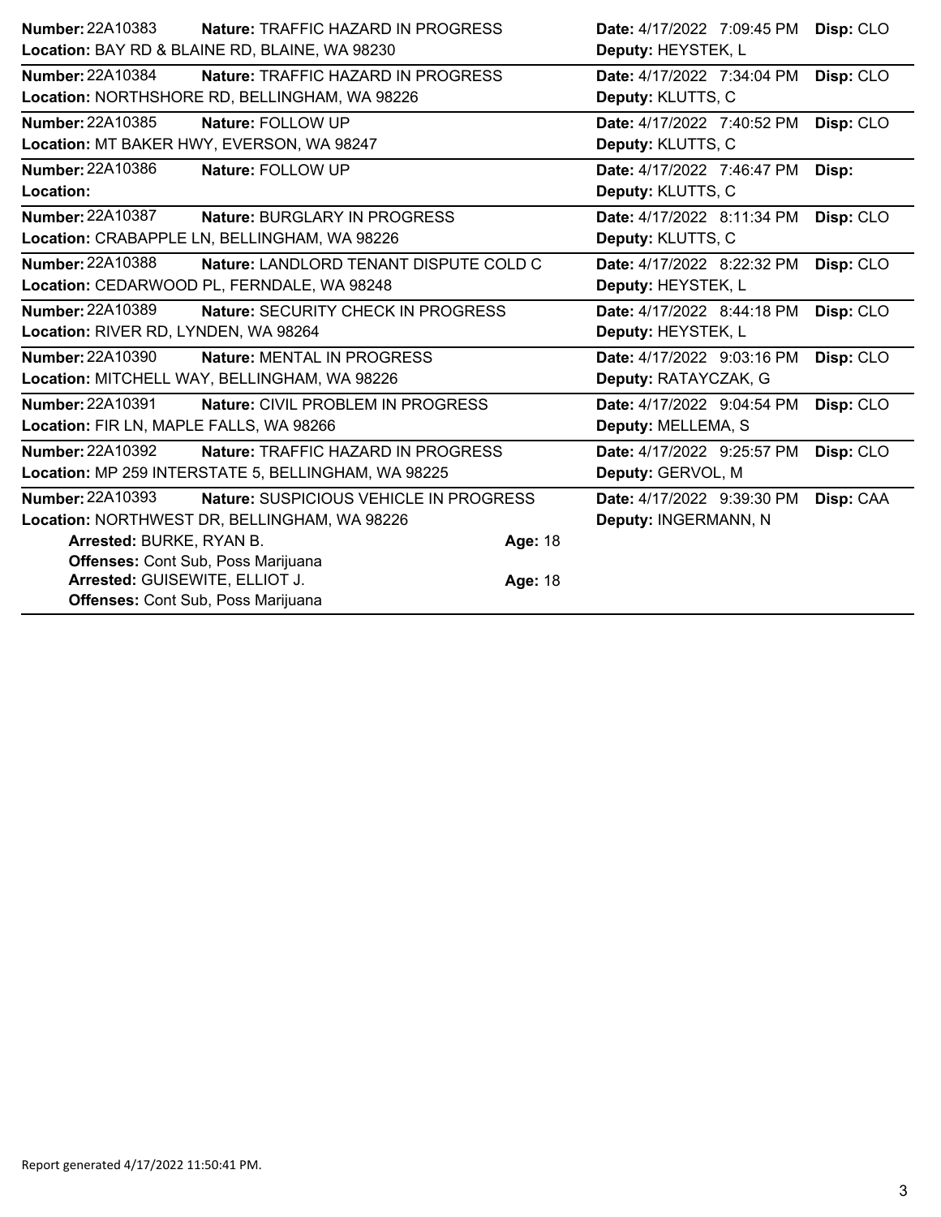**Number:** 22A10383 **Nature:** TRAFFIC HAZARD IN PROGRESS **Date:** 4/17/2022 7:09:45 PM **Disp:** CLO
**Location:** BAY RD & BLAINE RD, BLAINE, WA 98230 **Deputy:** HEYSTEK, L

---

**Number:** 22A10384 **Nature:** TRAFFIC HAZARD IN PROGRESS **Date:** 4/17/2022 7:34:04 PM **Disp:** CLO
**Location:** NORTHSHORE RD, BELLINGHAM, WA 98226 **Deputy:** KLUTTS, C

---

**Number:** 22A10385 **Nature:** FOLLOW UP **Date:** 4/17/2022 7:40:52 PM **Disp:** CLO
**Location:** MT BAKER HWY, EVERSON, WA 98247 **Deputy:** KLUTTS, C

---

**Number:** 22A10386 **Nature:** FOLLOW UP **Date:** 4/17/2022 7:46:47 PM **Disp:**
**Location:** **Deputy:** KLUTTS, C

---

**Number:** 22A10387 **Nature:** BURGLARY IN PROGRESS **Date:** 4/17/2022 8:11:34 PM **Disp:** CLO
**Location:** CRABAPPLE LN, BELLINGHAM, WA 98226 **Deputy:** KLUTTS, C

---

**Number:** 22A10388 **Nature:** LANDLORD TENANT DISPUTE COLD C **Date:** 4/17/2022 8:22:32 PM **Disp:** CLO
**Location:** CEDARWOOD PL, FERNDALE, WA 98248 **Deputy:** HEYSTEK, L

---

**Number:** 22A10389 **Nature:** SECURITY CHECK IN PROGRESS **Date:** 4/17/2022 8:44:18 PM **Disp:** CLO
**Location:** RIVER RD, LYNDEN, WA 98264 **Deputy:** HEYSTEK, L

---

**Number:** 22A10390 **Nature:** MENTAL IN PROGRESS **Date:** 4/17/2022 9:03:16 PM **Disp:** CLO
**Location:** MITCHELL WAY, BELLINGHAM, WA 98226 **Deputy:** RATAYCZAK, G

---

**Number:** 22A10391 **Nature:** CIVIL PROBLEM IN PROGRESS **Date:** 4/17/2022 9:04:54 PM **Disp:** CLO
**Location:** FIR LN, MAPLE FALLS, WA 98266 **Deputy:** MELLEMA, S

---

**Number:** 22A10392 **Nature:** TRAFFIC HAZARD IN PROGRESS **Date:** 4/17/2022 9:25:57 PM **Disp:** CLO
**Location:** MP 259 INTERSTATE 5, BELLINGHAM, WA 98225 **Deputy:** GERVOL, M

---

**Number:** 22A10393 **Nature:** SUSPICIOUS VEHICLE IN PROGRESS **Date:** 4/17/2022 9:39:30 PM **Disp:** CAA
**Location:** NORTHWEST DR, BELLINGHAM, WA 98226 **Deputy:** INGERMANN, N

**Arrested:** BURKE, RYAN B. **Age:** 18
**Offenses:** Cont Sub, Poss Marijuana
**Arrested:** GUISEWITE, ELLIOT J. **Age:** 18
**Offenses:** Cont Sub, Poss Marijuana

---

Report generated 4/17/2022 11:50:41 PM.